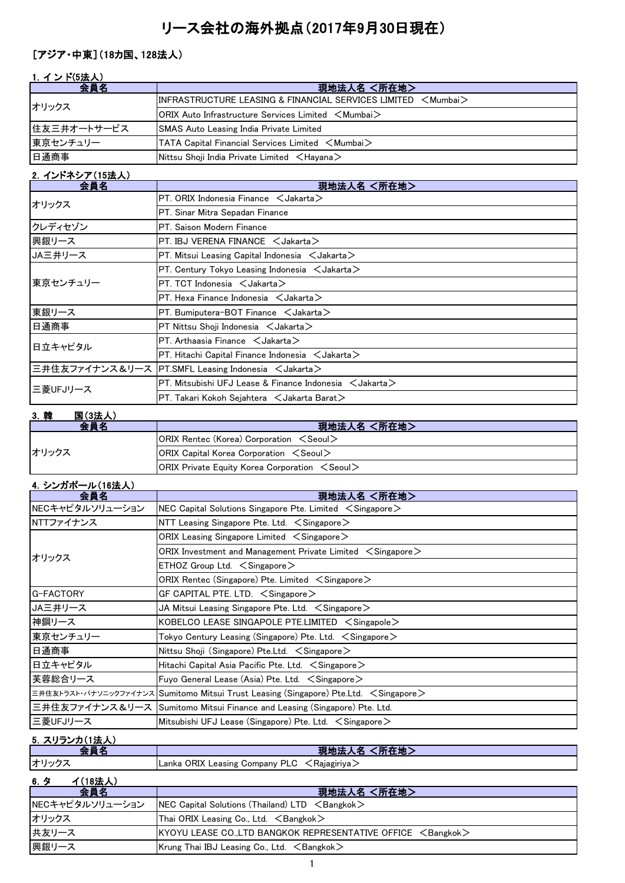# リース会社の海外拠点（2017年9月30日現在）

## ［アジア・中東］（18カ国、128法人）

### 1. インド(5法人)

| 会員名 | 現地法人名 <所在地> |
|---|---|
| オリックス | INFRASTRUCTURE LEASING & FINANCIAL SERVICES LIMITED <Mumbai> |
| | ORIX Auto Infrastructure Services Limited <Mumbai> |
| 住友三井オートサービス | SMAS Auto Leasing India Private Limited |
| 東京センチュリー | TATA Capital Financial Services Limited <Mumbai> |
| 日通商事 | Nittsu Shoji India Private Limited <Hayana> |

### 2. インドネシア(15法人)

| 会員名 | 現地法人名 <所在地> |
|---|---|
| オリックス | PT. ORIX Indonesia Finance <Jakarta> |
| | PT. Sinar Mitra Sepadan Finance |
| クレディセゾン | PT. Saison Modern Finance |
| 興銀リース | PT. IBJ VERENA FINANCE <Jakarta> |
| JA三井リース | PT. Mitsui Leasing Capital Indonesia <Jakarta> |
| 東京センチュリー | PT. Century Tokyo Leasing Indonesia <Jakarta> |
| | PT. TCT Indonesia <Jakarta> |
| | PT. Hexa Finance Indonesia <Jakarta> |
| 東銀リース | PT. Bumiputera-BOT Finance <Jakarta> |
| 日通商事 | PT Nittsu Shoji Indonesia <Jakarta> |
| 日立キャピタル | PT. Arthaasia Finance <Jakarta> |
| | PT. Hitachi Capital Finance Indonesia <Jakarta> |
| 三井住友ファイナンス&リース | PT.SMFL Leasing Indonesia <Jakarta> |
| 三菱UFJリース | PT. Mitsubishi UFJ Lease & Finance Indonesia <Jakarta> |
| | PT. Takari Kokoh Sejahtera <Jakarta Barat> |

### 3. 韓　　国(3法人)

| 会員名 | 現地法人名 <所在地> |
|---|---|
| オリックス | ORIX Rentec (Korea) Corporation <Seoul> |
| | ORIX Capital Korea Corporation <Seoul> |
| | ORIX Private Equity Korea Corporation <Seoul> |

### 4. シンガポール(16法人)

| 会員名 | 現地法人名 <所在地> |
|---|---|
| NECキャピタルソリューション | NEC Capital Solutions Singapore Pte. Limited <Singapore> |
| NTTファイナンス | NTT Leasing Singapore Pte. Ltd. <Singapore> |
| オリックス | ORIX Leasing Singapore Limited <Singapore> |
| | ORIX Investment and Management Private Limited <Singapore> |
| | ETHOZ Group Ltd. <Singapore> |
| | ORIX Rentec (Singapore) Pte. Limited <Singapore> |
| G-FACTORY | GF CAPITAL PTE. LTD. <Singapore> |
| JA三井リース | JA Mitsui Leasing Singapore Pte. Ltd. <Singapore> |
| 神鋼リース | KOBELCO LEASE SINGAPOLE PTE.LIMITED <Singapole> |
| 東京センチュリー | Tokyo Century Leasing (Singapore) Pte. Ltd. <Singapore> |
| 日通商事 | Nittsu Shoji (Singapore) Pte.Ltd. <Singapore> |
| 日立キャピタル | Hitachi Capital Asia Pacific Pte. Ltd. <Singapore> |
| 芙蓉総合リース | Fuyo General Lease (Asia) Pte. Ltd. <Singapore> |
| 三井住友トラスト・パナソニックファイナンス | Sumitomo Mitsui Trust Leasing (Singapore) Pte.Ltd. <Singapore> |
| 三井住友ファイナンス&リース | Sumitomo Mitsui Finance and Leasing (Singapore) Pte. Ltd. |
| 三菱UFJリース | Mitsubishi UFJ Lease (Singapore) Pte. Ltd. <Singapore> |

### 5. スリランカ(1法人)

| 会員名 | 現地法人名 <所在地> |
|---|---|
| オリックス | Lanka ORIX Leasing Company PLC <Rajagiriya> |

### 6. タ　　イ(18法人)

| 会員名 | 現地法人名 <所在地> |
|---|---|
| NECキャピタルソリューション | NEC Capital Solutions (Thailand) LTD <Bangkok> |
| オリックス | Thai ORIX Leasing Co., Ltd. <Bangkok> |
| 共友リース | KYOYU LEASE CO.,LTD BANGKOK REPRESENTATIVE OFFICE <Bangkok> |
| 興銀リース | Krung Thai IBJ Leasing Co., Ltd. <Bangkok> |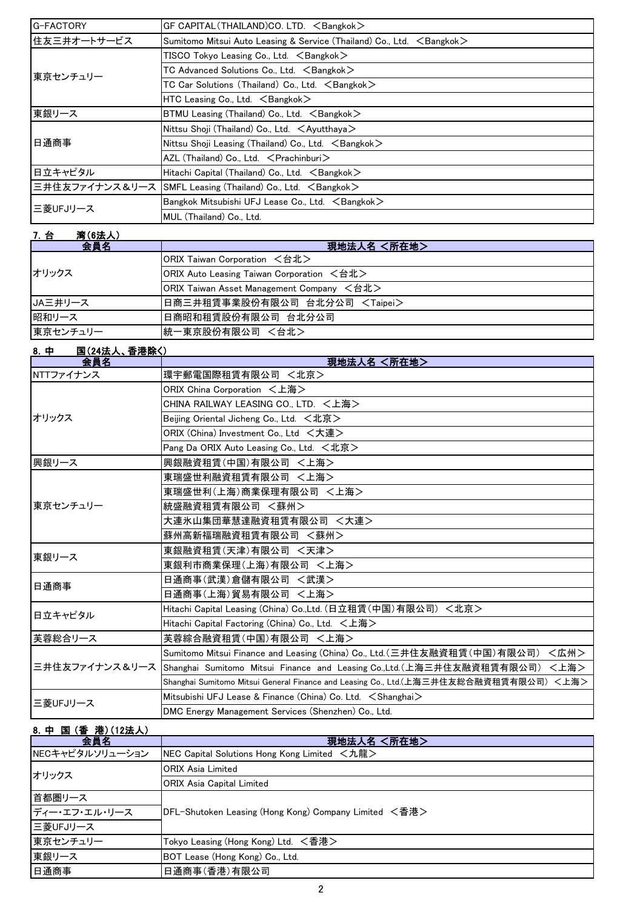| | |
|---|---|
| G-FACTORY | GF CAPITAL(THAILAND)CO. LTD. ＜Bangkok＞ |
| 住友三井オートサービス | Sumitomo Mitsui Auto Leasing & Service (Thailand) Co., Ltd. ＜Bangkok＞ |
| 東京センチュリー | TISCO Tokyo Leasing Co., Ltd. ＜Bangkok＞ |
| | TC Advanced Solutions Co., Ltd. ＜Bangkok＞ |
| | TC Car Solutions (Thailand) Co., Ltd. ＜Bangkok＞ |
| | HTC Leasing Co., Ltd. ＜Bangkok＞ |
| 東銀リース | BTMU Leasing (Thailand) Co., Ltd. ＜Bangkok＞ |
| 日通商事 | Nittsu Shoji (Thailand) Co., Ltd. ＜Ayutthaya＞ |
| | Nittsu Shoji Leasing (Thailand) Co., Ltd. ＜Bangkok＞ |
| | AZL (Thailand) Co., Ltd. ＜Prachinburi＞ |
| 日立キャピタル | Hitachi Capital (Thailand) Co., Ltd. ＜Bangkok＞ |
| 三井住友ファイナンス＆リース | SMFL Leasing (Thailand) Co., Ltd. ＜Bangkok＞ |
| 三菱UFJリース | Bangkok Mitsubishi UFJ Lease Co., Ltd. ＜Bangkok＞ |
| | MUL (Thailand) Co., Ltd. |

## 7. 台　湾(6法人)

| 会員名 | 現地法人名 ＜所在地＞ |
|---|---|
| オリックス | ORIX Taiwan Corporation ＜台北＞ |
| | ORIX Auto Leasing Taiwan Corporation ＜台北＞ |
| | ORIX Taiwan Asset Management Company ＜台北＞ |
| JA三井リース | 日商三井租賃事業股份有限公司 台北分公司 ＜Taipei＞ |
| 昭和リース | 日商昭和租賃股份有限公司 台北分公司 |
| 東京センチュリー | 統一東京股份有限公司 ＜台北＞ |

## 8. 中　国(24法人、香港除く)

| 会員名 | 現地法人名 ＜所在地＞ |
|---|---|
| NTTファイナンス | 環宇郵電国際租賃有限公司 ＜北京＞ |
| オリックス | ORIX China Corporation ＜上海＞ |
| | CHINA RAILWAY LEASING CO., LTD. ＜上海＞ |
| | Beijing Oriental Jicheng Co., Ltd. ＜北京＞ |
| | ORIX (China) Investment Co., Ltd ＜大連＞ |
| | Pang Da ORIX Auto Leasing Co., Ltd. ＜北京＞ |
| 興銀リース | 興銀融資租賃(中国)有限公司 ＜上海＞ |
| 東京センチュリー | 東瑞盛世利融資租賃有限公司 ＜上海＞ |
| | 東瑞盛世利(上海)商業保理有限公司 ＜上海＞ |
| | 統盛融資租賃有限公司 ＜蘇州＞ |
| | 大連氷山集団華慧達融資租賃有限公司 ＜大連＞ |
| | 蘇州高新福瑞融資租賃有限公司 ＜蘇州＞ |
| 東銀リース | 東銀融資租賃(天津)有限公司 ＜天津＞ |
| | 東銀利市商業保理(上海)有限公司 ＜上海＞ |
| 日通商事 | 日通商事(武漢)倉儲有限公司 ＜武漢＞ |
| | 日通商事(上海)貿易有限公司 ＜上海＞ |
| 日立キャピタル | Hitachi Capital Leasing (China) Co.,Ltd. (日立租賃(中国)有限公司) ＜北京＞ |
| | Hitachi Capital Factoring (China) Co., Ltd. ＜上海＞ |
| 芙蓉総合リース | 芙蓉綜合融資租賃(中国)有限公司 ＜上海＞ |
| 三井住友ファイナンス＆リース | Sumitomo Mitsui Finance and Leasing (China) Co., Ltd.(三井住友融資租賃(中国)有限公司) ＜広州＞ |
| | Shanghai Sumitomo Mitsui Finance and Leasing Co.,Ltd.(上海三井住友融資租賃有限公司) ＜上海＞ |
| | Shanghai Sumitomo Mitsui General Finance and Leasing Co., Ltd.(上海三井住友総合融資租賃有限公司) ＜上海＞ |
| 三菱UFJリース | Mitsubishi UFJ Lease & Finance (China) Co. Ltd. ＜Shanghai＞ |
| | DMC Energy Management Services (Shenzhen) Co., Ltd. |

## 8. 中 国 (香 港) (12法人)

| 会員名 | 現地法人名 ＜所在地＞ |
|---|---|
| NECキャピタルソリューション | NEC Capital Solutions Hong Kong Limited ＜九龍＞ |
| オリックス | ORIX Asia Limited |
| | ORIX Asia Capital Limited |
| 首都圏リース | DFL-Shutoken Leasing (Hong Kong) Company Limited ＜香港＞ |
| ディー・エフ・エル・リース | |
| 三菱UFJリース | |
| 東京センチュリー | Tokyo Leasing (Hong Kong) Ltd. ＜香港＞ |
| 東銀リース | BOT Lease (Hong Kong) Co., Ltd. |
| 日通商事 | 日通商事(香港)有限公司 |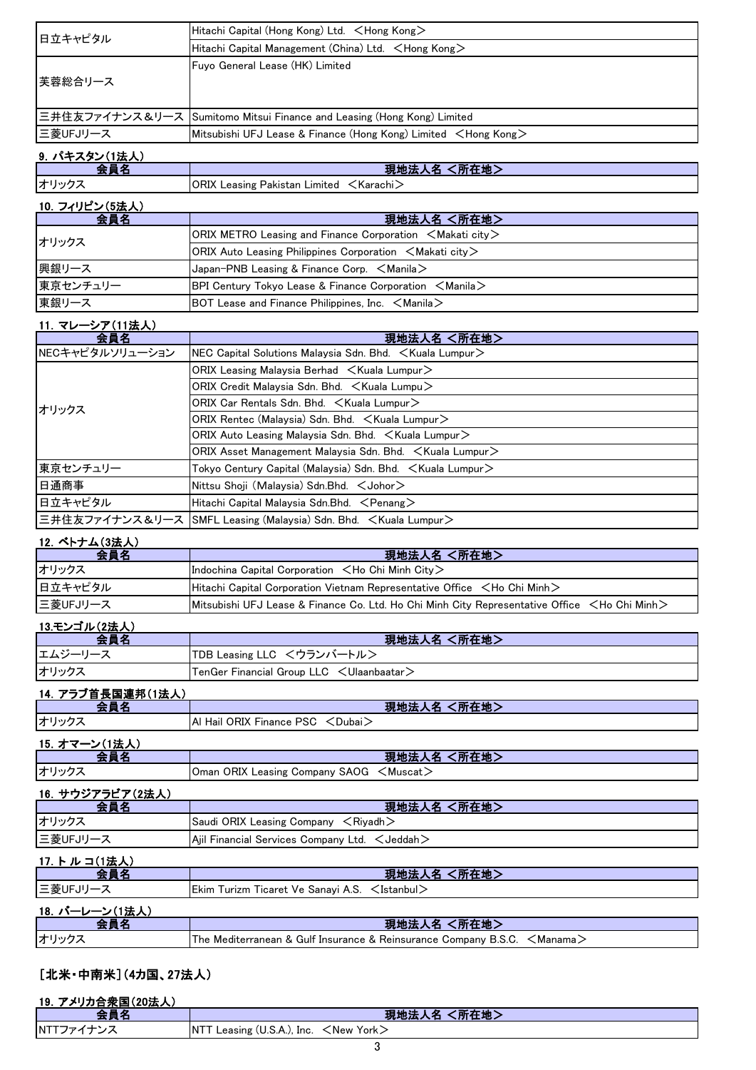| | |
|---|---|
| 日立キャピタル | Hitachi Capital (Hong Kong) Ltd. ＜Hong Kong＞ |
| | Hitachi Capital Management (China) Ltd. ＜Hong Kong＞ |
| 芙蓉総合リース | Fuyo General Lease (HK) Limited |
| 三井住友ファイナンス＆リース | Sumitomo Mitsui Finance and Leasing (Hong Kong) Limited |
| 三菱UFJリース | Mitsubishi UFJ Lease & Finance (Hong Kong) Limited ＜Hong Kong＞ |

### 9. パキスタン(1法人)

| 会員名 | 現地法人名 ＜所在地＞ |
|---|---|
| オリックス | ORIX Leasing Pakistan Limited ＜Karachi＞ |

### 10. フィリピン(5法人)

| 会員名 | 現地法人名 ＜所在地＞ |
|---|---|
| オリックス | ORIX METRO Leasing and Finance Corporation ＜Makati city＞ |
| | ORIX Auto Leasing Philippines Corporation ＜Makati city＞ |
| 興銀リース | Japan-PNB Leasing & Finance Corp. ＜Manila＞ |
| 東京センチュリー | BPI Century Tokyo Lease & Finance Corporation ＜Manila＞ |
| 東銀リース | BOT Lease and Finance Philippines, Inc. ＜Manila＞ |

### 11. マレーシア(11法人)

| 会員名 | 現地法人名 ＜所在地＞ |
|---|---|
| NECキャピタルソリューション | NEC Capital Solutions Malaysia Sdn. Bhd. ＜Kuala Lumpur＞ |
| オリックス | ORIX Leasing Malaysia Berhad ＜Kuala Lumpur＞ |
| | ORIX Credit Malaysia Sdn. Bhd. ＜Kuala Lumpu＞ |
| | ORIX Car Rentals Sdn. Bhd. ＜Kuala Lumpur＞ |
| | ORIX Rentec (Malaysia) Sdn. Bhd. ＜Kuala Lumpur＞ |
| | ORIX Auto Leasing Malaysia Sdn. Bhd. ＜Kuala Lumpur＞ |
| | ORIX Asset Management Malaysia Sdn. Bhd. ＜Kuala Lumpur＞ |
| 東京センチュリー | Tokyo Century Capital (Malaysia) Sdn. Bhd. ＜Kuala Lumpur＞ |
| 日通商事 | Nittsu Shoji (Malaysia) Sdn.Bhd. ＜Johor＞ |
| 日立キャピタル | Hitachi Capital Malaysia Sdn.Bhd. ＜Penang＞ |
| 三井住友ファイナンス＆リース | SMFL Leasing (Malaysia) Sdn. Bhd. ＜Kuala Lumpur＞ |

### 12. ベトナム(3法人)

| 会員名 | 現地法人名 ＜所在地＞ |
|---|---|
| オリックス | Indochina Capital Corporation ＜Ho Chi Minh City＞ |
| 日立キャピタル | Hitachi Capital Corporation Vietnam Representative Office ＜Ho Chi Minh＞ |
| 三菱UFJリース | Mitsubishi UFJ Lease & Finance Co. Ltd. Ho Chi Minh City Representative Office ＜Ho Chi Minh＞ |

### 13.モンゴル(2法人)

| 会員名 | 現地法人名 ＜所在地＞ |
|---|---|
| エムジーリース | TDB Leasing LLC ＜ウランバートル＞ |
| オリックス | TenGer Financial Group LLC ＜Ulaanbaatar＞ |

### 14. アラブ首長国連邦(1法人)

| 会員名 | 現地法人名 ＜所在地＞ |
|---|---|
| オリックス | Al Hail ORIX Finance PSC ＜Dubai＞ |

### 15. オマーン(1法人)

| 会員名 | 現地法人名 ＜所在地＞ |
|---|---|
| オリックス | Oman ORIX Leasing Company SAOG ＜Muscat＞ |

### 16. サウジアラビア(2法人)

| 会員名 | 現地法人名 ＜所在地＞ |
|---|---|
| オリックス | Saudi ORIX Leasing Company ＜Riyadh＞ |
| 三菱UFJリース | Ajil Financial Services Company Ltd. ＜Jeddah＞ |

### 17. トルコ(1法人)

| 会員名 | 現地法人名 ＜所在地＞ |
|---|---|
| 三菱UFJリース | Ekim Turizm Ticaret Ve Sanayi A.S. ＜Istanbul＞ |

### 18. バーレーン(1法人)

| 会員名 | 現地法人名 ＜所在地＞ |
|---|---|
| オリックス | The Mediterranean & Gulf Insurance & Reinsurance Company B.S.C. ＜Manama＞ |

## [北米・中南米](4カ国、27法人)

### 19. アメリカ合衆国(20法人)

| 会員名 | 現地法人名 ＜所在地＞ |
|---|---|
| NTTファイナンス | NTT Leasing (U.S.A.), Inc. ＜New York＞ |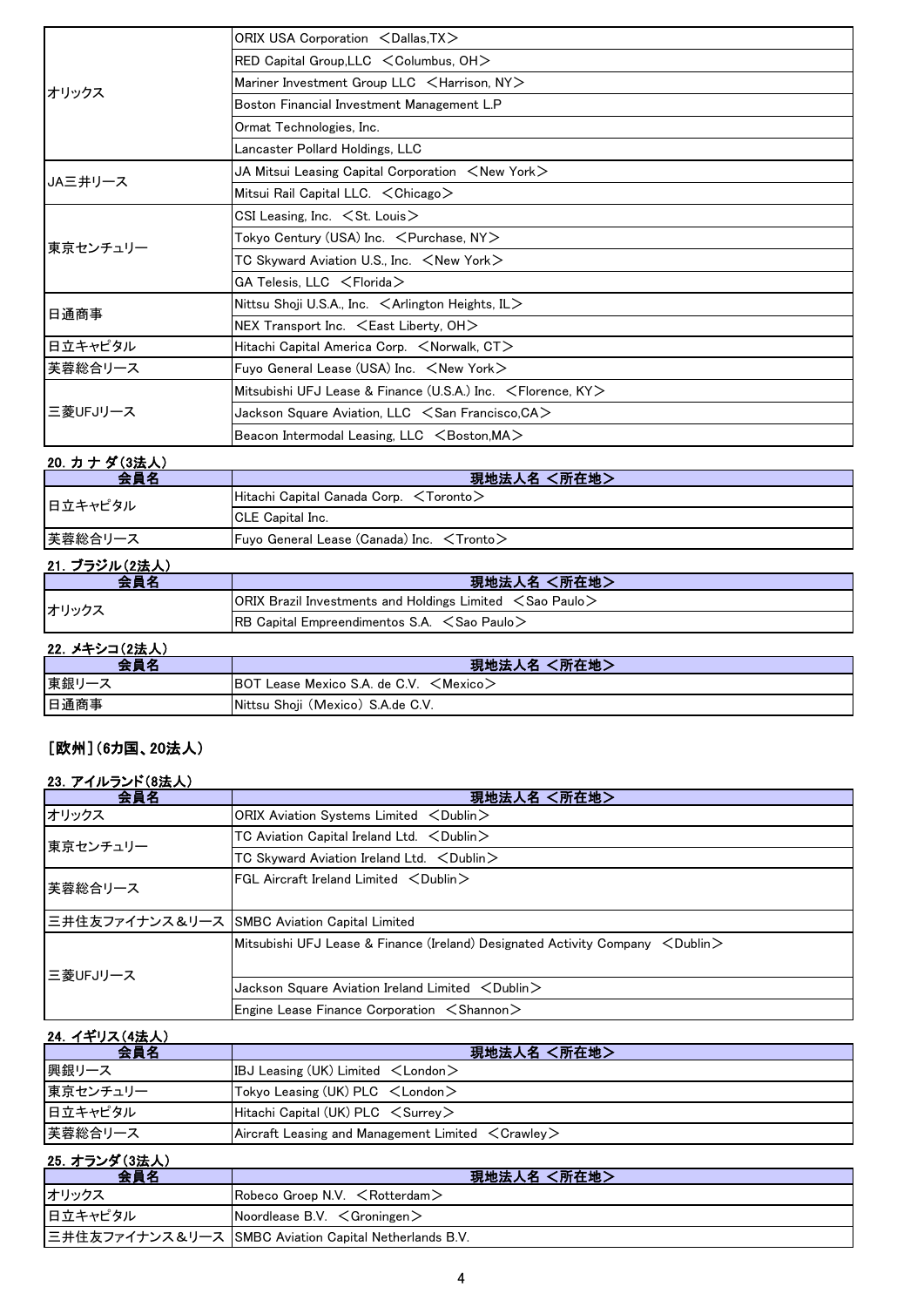| | |
|---|---|
| オリックス | ORIX USA Corporation ＜Dallas,TX＞ |
| | RED Capital Group,LLC ＜Columbus, OH＞ |
| | Mariner Investment Group LLC ＜Harrison, NY＞ |
| | Boston Financial Investment Management L.P |
| | Ormat Technologies, Inc. |
| | Lancaster Pollard Holdings, LLC |
| JA三井リース | JA Mitsui Leasing Capital Corporation ＜New York＞ |
| | Mitsui Rail Capital LLC. ＜Chicago＞ |
| 東京センチュリー | CSI Leasing, Inc. ＜St. Louis＞ |
| | Tokyo Century (USA) Inc. ＜Purchase, NY＞ |
| | TC Skyward Aviation U.S., Inc. ＜New York＞ |
| | GA Telesis, LLC ＜Florida＞ |
| 日通商事 | Nittsu Shoji U.S.A., Inc. ＜Arlington Heights, IL＞ |
| | NEX Transport Inc. ＜East Liberty, OH＞ |
| 日立キャピタル | Hitachi Capital America Corp. ＜Norwalk, CT＞ |
| 芙蓉総合リース | Fuyo General Lease (USA) Inc. ＜New York＞ |
| 三菱UFJリース | Mitsubishi UFJ Lease & Finance (U.S.A.) Inc. ＜Florence, KY＞ |
| | Jackson Square Aviation, LLC ＜San Francisco,CA＞ |
| | Beacon Intermodal Leasing, LLC ＜Boston,MA＞ |

### 20. カ ナ ダ(3法人)

| 会員名 | 現地法人名 ＜所在地＞ |
|---|---|
| 日立キャピタル | Hitachi Capital Canada Corp. ＜Toronto＞ |
| | CLE Capital Inc. |
| 芙蓉総合リース | Fuyo General Lease (Canada) Inc. ＜Tronto＞ |

### 21. ブラジル(2法人)

| 会員名 | 現地法人名 ＜所在地＞ |
|---|---|
| オリックス | ORIX Brazil Investments and Holdings Limited ＜Sao Paulo＞ |
| | RB Capital Empreendimentos S.A. ＜Sao Paulo＞ |

### 22. メキシコ(2法人)

| 会員名 | 現地法人名 ＜所在地＞ |
|---|---|
| 東銀リース | BOT Lease Mexico S.A. de C.V. ＜Mexico＞ |
| 日通商事 | Nittsu Shoji (Mexico) S.A.de C.V. |

## [欧州](6カ国、20法人)

### 23. アイルランド(8法人)

| 会員名 | 現地法人名 ＜所在地＞ |
|---|---|
| オリックス | ORIX Aviation Systems Limited ＜Dublin＞ |
| 東京センチュリー | TC Aviation Capital Ireland Ltd. ＜Dublin＞ |
| | TC Skyward Aviation Ireland Ltd. ＜Dublin＞ |
| 芙蓉総合リース | FGL Aircraft Ireland Limited ＜Dublin＞ |
| 三井住友ファイナンス＆リース | SMBC Aviation Capital Limited |
| 三菱UFJリース | Mitsubishi UFJ Lease & Finance (Ireland) Designated Activity Company ＜Dublin＞ |
| | Jackson Square Aviation Ireland Limited ＜Dublin＞ |
| | Engine Lease Finance Corporation ＜Shannon＞ |

### 24. イギリス(4法人)

| 会員名 | 現地法人名 ＜所在地＞ |
|---|---|
| 興銀リース | IBJ Leasing (UK) Limited ＜London＞ |
| 東京センチュリー | Tokyo Leasing (UK) PLC ＜London＞ |
| 日立キャピタル | Hitachi Capital (UK) PLC ＜Surrey＞ |
| 芙蓉総合リース | Aircraft Leasing and Management Limited ＜Crawley＞ |

### 25. オランダ(3法人)

| 会員名 | 現地法人名 ＜所在地＞ |
|---|---|
| オリックス | Robeco Groep N.V. ＜Rotterdam＞ |
| 日立キャピタル | Noordlease B.V. ＜Groningen＞ |
| 三井住友ファイナンス＆リース | SMBC Aviation Capital Netherlands B.V. |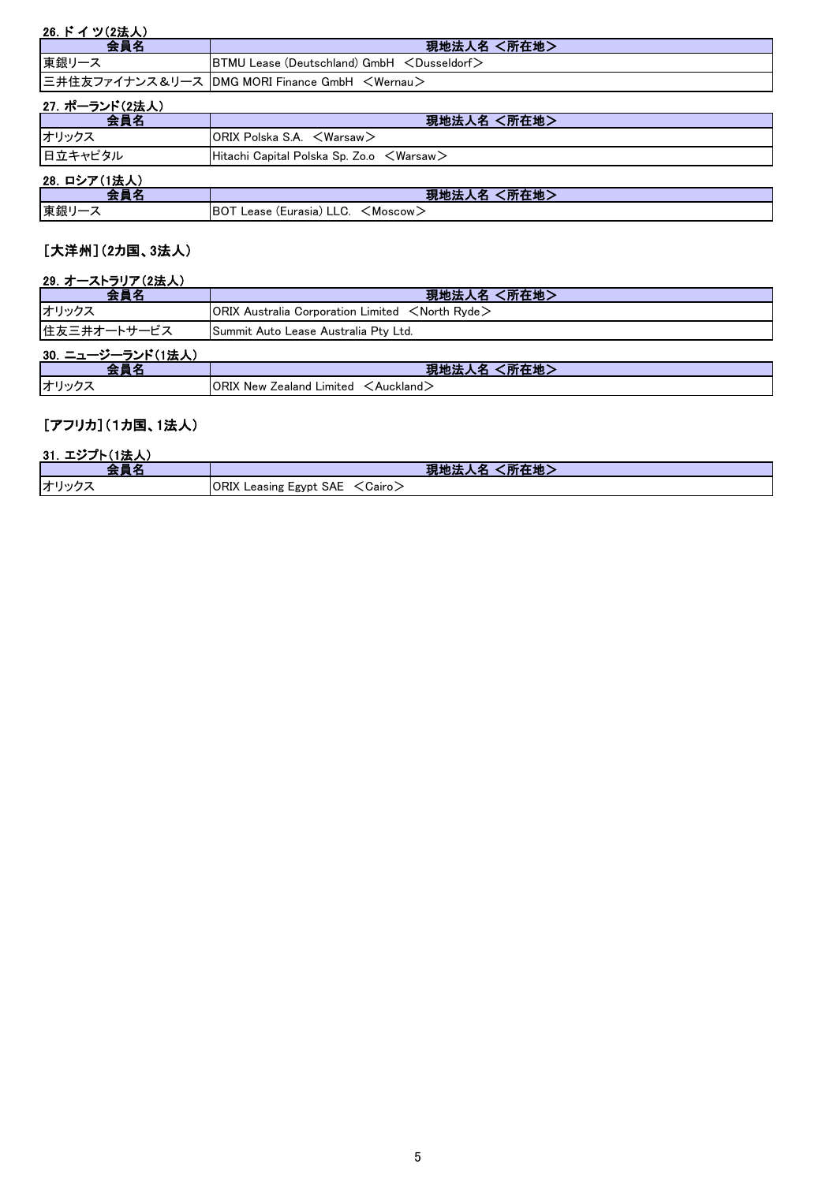### 26. ドイツ(2法人)

| 会員名 | 現地法人名 <所在地> |
| --- | --- |
| 東銀リース | BTMU Lease (Deutschland) GmbH <Dusseldorf> |
| 三井住友ファイナンス＆リース | DMG MORI Finance GmbH <Wernau> |

### 27. ポーランド(2法人)

| 会員名 | 現地法人名 <所在地> |
| --- | --- |
| オリックス | ORIX Polska S.A. <Warsaw> |
| 日立キャピタル | Hitachi Capital Polska Sp. Zo.o <Warsaw> |

### 28. ロシア(1法人)

| 会員名 | 現地法人名 <所在地> |
| --- | --- |
| 東銀リース | BOT Lease (Eurasia) LLC. <Moscow> |

## [大洋州](2カ国、3法人)

### 29. オーストラリア(2法人)

| 会員名 | 現地法人名 <所在地> |
| --- | --- |
| オリックス | ORIX Australia Corporation Limited <North Ryde> |
| 住友三井オートサービス | Summit Auto Lease Australia Pty Ltd. |

### 30. ニュージーランド(1法人)

| 会員名 | 現地法人名 <所在地> |
| --- | --- |
| オリックス | ORIX New Zealand Limited <Auckland> |

## [アフリカ](1カ国、1法人)

### 31. エジプト(1法人)

| 会員名 | 現地法人名 <所在地> |
| --- | --- |
| オリックス | ORIX Leasing Egypt SAE <Cairo> |